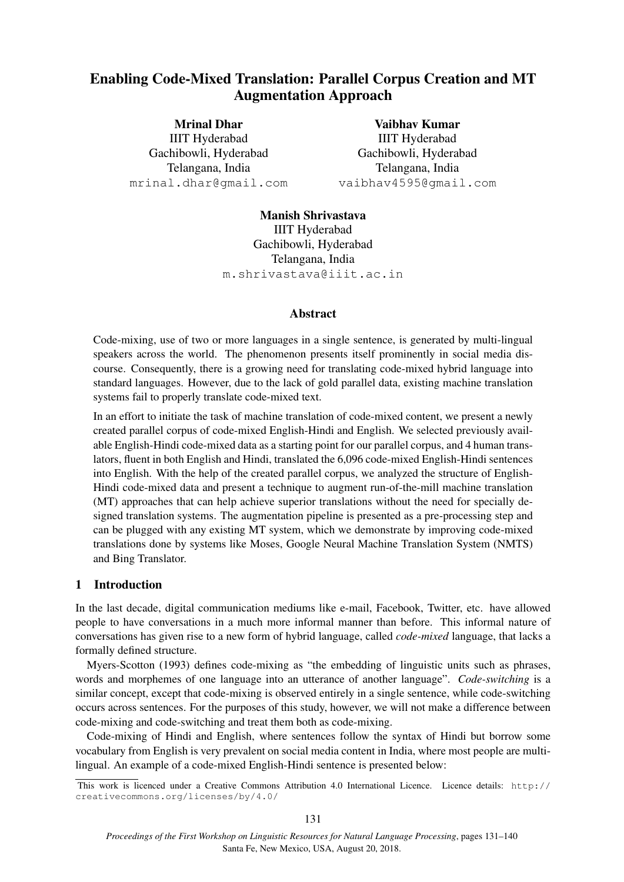# Enabling Code-Mixed Translation: Parallel Corpus Creation and MT Augmentation Approach

**Mrinal Dhar**
IIIT Hyderabad
Gachibowli, Hyderabad
Telangana, India
mrinal.dhar@gmail.com

**Vaibhav Kumar**
IIIT Hyderabad
Gachibowli, Hyderabad
Telangana, India
vaibhav4595@gmail.com

**Manish Shrivastava**
IIIT Hyderabad
Gachibowli, Hyderabad
Telangana, India
m.shrivastava@iiit.ac.in

## Abstract

Code-mixing, use of two or more languages in a single sentence, is generated by multi-lingual speakers across the world. The phenomenon presents itself prominently in social media discourse. Consequently, there is a growing need for translating code-mixed hybrid language into standard languages. However, due to the lack of gold parallel data, existing machine translation systems fail to properly translate code-mixed text.

In an effort to initiate the task of machine translation of code-mixed content, we present a newly created parallel corpus of code-mixed English-Hindi and English. We selected previously available English-Hindi code-mixed data as a starting point for our parallel corpus, and 4 human translators, fluent in both English and Hindi, translated the 6,096 code-mixed English-Hindi sentences into English. With the help of the created parallel corpus, we analyzed the structure of English-Hindi code-mixed data and present a technique to augment run-of-the-mill machine translation (MT) approaches that can help achieve superior translations without the need for specially designed translation systems. The augmentation pipeline is presented as a pre-processing step and can be plugged with any existing MT system, which we demonstrate by improving code-mixed translations done by systems like Moses, Google Neural Machine Translation System (NMTS) and Bing Translator.

## 1 Introduction

In the last decade, digital communication mediums like e-mail, Facebook, Twitter, etc. have allowed people to have conversations in a much more informal manner than before. This informal nature of conversations has given rise to a new form of hybrid language, called *code-mixed* language, that lacks a formally defined structure.

Myers-Scotton (1993) defines code-mixing as "the embedding of linguistic units such as phrases, words and morphemes of one language into an utterance of another language". *Code-switching* is a similar concept, except that code-mixing is observed entirely in a single sentence, while code-switching occurs across sentences. For the purposes of this study, however, we will not make a difference between code-mixing and code-switching and treat them both as code-mixing.

Code-mixing of Hindi and English, where sentences follow the syntax of Hindi but borrow some vocabulary from English is very prevalent on social media content in India, where most people are multi-lingual. An example of a code-mixed English-Hindi sentence is presented below:

This work is licenced under a Creative Commons Attribution 4.0 International Licence. Licence details: http://creativecommons.org/licenses/by/4.0/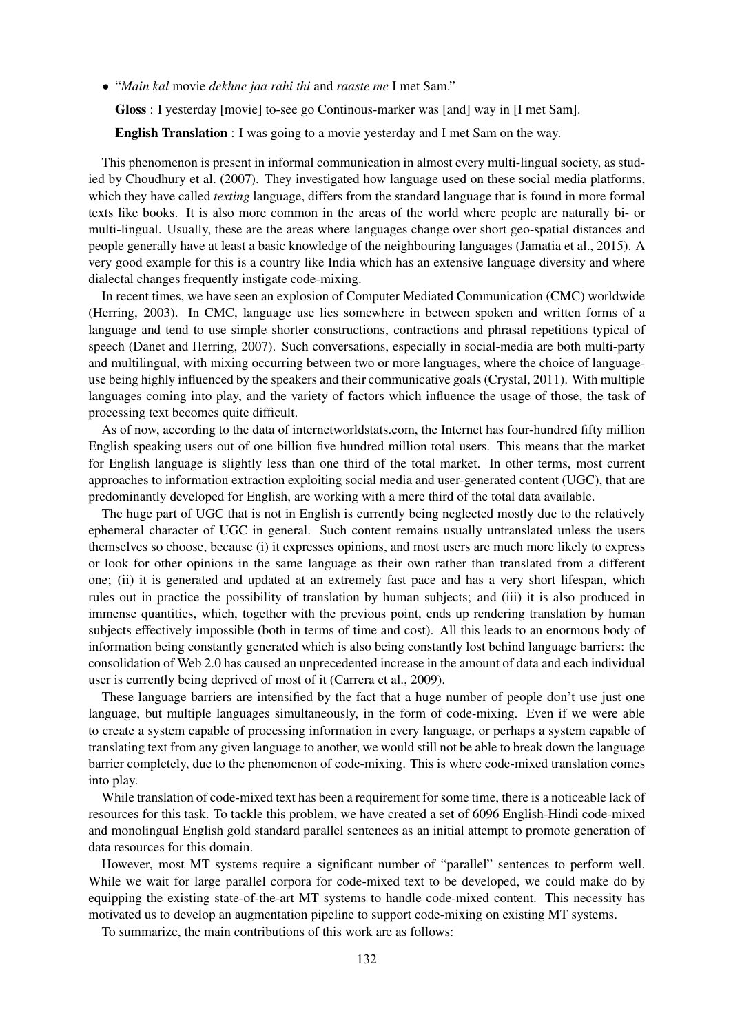- “*Main kal* movie *dekhne jaa rahi thi* and *raaste me* I met Sam.”

  **Gloss** : I yesterday [movie] to-see go Continous-marker was [and] way in [I met Sam].

  **English Translation** : I was going to a movie yesterday and I met Sam on the way.

This phenomenon is present in informal communication in almost every multi-lingual society, as studied by Choudhury et al. (2007). They investigated how language used on these social media platforms, which they have called *texting* language, differs from the standard language that is found in more formal texts like books. It is also more common in the areas of the world where people are naturally bi- or multi-lingual. Usually, these are the areas where languages change over short geo-spatial distances and people generally have at least a basic knowledge of the neighbouring languages (Jamatia et al., 2015). A very good example for this is a country like India which has an extensive language diversity and where dialectal changes frequently instigate code-mixing.

In recent times, we have seen an explosion of Computer Mediated Communication (CMC) worldwide (Herring, 2003). In CMC, language use lies somewhere in between spoken and written forms of a language and tend to use simple shorter constructions, contractions and phrasal repetitions typical of speech (Danet and Herring, 2007). Such conversations, especially in social-media are both multi-party and multilingual, with mixing occurring between two or more languages, where the choice of language-use being highly influenced by the speakers and their communicative goals (Crystal, 2011). With multiple languages coming into play, and the variety of factors which influence the usage of those, the task of processing text becomes quite difficult.

As of now, according to the data of internetworldstats.com, the Internet has four-hundred fifty million English speaking users out of one billion five hundred million total users. This means that the market for English language is slightly less than one third of the total market. In other terms, most current approaches to information extraction exploiting social media and user-generated content (UGC), that are predominantly developed for English, are working with a mere third of the total data available.

The huge part of UGC that is not in English is currently being neglected mostly due to the relatively ephemeral character of UGC in general. Such content remains usually untranslated unless the users themselves so choose, because (i) it expresses opinions, and most users are much more likely to express or look for other opinions in the same language as their own rather than translated from a different one; (ii) it is generated and updated at an extremely fast pace and has a very short lifespan, which rules out in practice the possibility of translation by human subjects; and (iii) it is also produced in immense quantities, which, together with the previous point, ends up rendering translation by human subjects effectively impossible (both in terms of time and cost). All this leads to an enormous body of information being constantly generated which is also being constantly lost behind language barriers: the consolidation of Web 2.0 has caused an unprecedented increase in the amount of data and each individual user is currently being deprived of most of it (Carrera et al., 2009).

These language barriers are intensified by the fact that a huge number of people don’t use just one language, but multiple languages simultaneously, in the form of code-mixing. Even if we were able to create a system capable of processing information in every language, or perhaps a system capable of translating text from any given language to another, we would still not be able to break down the language barrier completely, due to the phenomenon of code-mixing. This is where code-mixed translation comes into play.

While translation of code-mixed text has been a requirement for some time, there is a noticeable lack of resources for this task. To tackle this problem, we have created a set of 6096 English-Hindi code-mixed and monolingual English gold standard parallel sentences as an initial attempt to promote generation of data resources for this domain.

However, most MT systems require a significant number of “parallel” sentences to perform well. While we wait for large parallel corpora for code-mixed text to be developed, we could make do by equipping the existing state-of-the-art MT systems to handle code-mixed content. This necessity has motivated us to develop an augmentation pipeline to support code-mixing on existing MT systems.

To summarize, the main contributions of this work are as follows: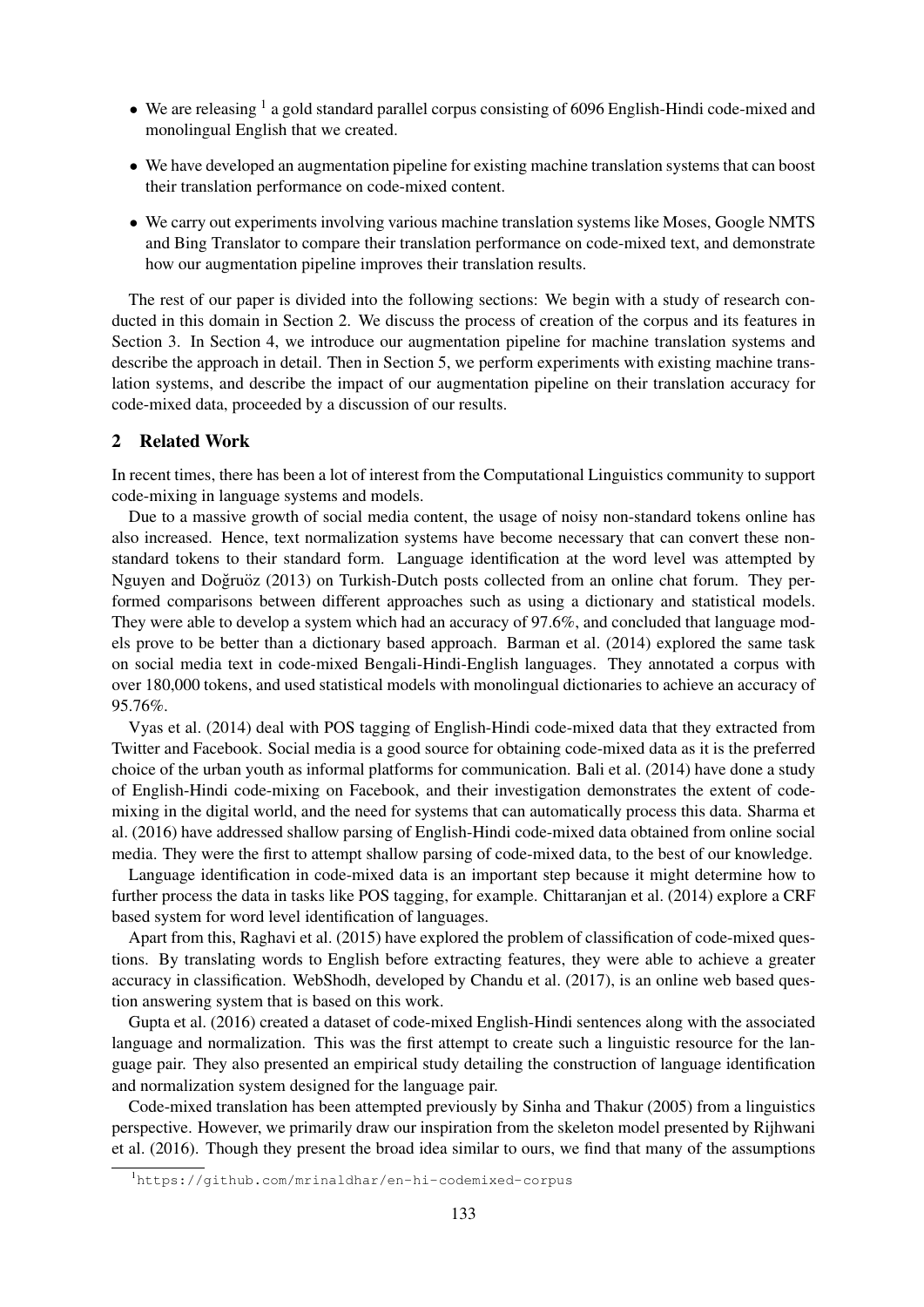- We are releasing [1] a gold standard parallel corpus consisting of 6096 English-Hindi code-mixed and monolingual English that we created.
- We have developed an augmentation pipeline for existing machine translation systems that can boost their translation performance on code-mixed content.
- We carry out experiments involving various machine translation systems like Moses, Google NMTS and Bing Translator to compare their translation performance on code-mixed text, and demonstrate how our augmentation pipeline improves their translation results.

The rest of our paper is divided into the following sections: We begin with a study of research conducted in this domain in Section 2. We discuss the process of creation of the corpus and its features in Section 3. In Section 4, we introduce our augmentation pipeline for machine translation systems and describe the approach in detail. Then in Section 5, we perform experiments with existing machine translation systems, and describe the impact of our augmentation pipeline on their translation accuracy for code-mixed data, proceeded by a discussion of our results.

## 2 Related Work

In recent times, there has been a lot of interest from the Computational Linguistics community to support code-mixing in language systems and models.

Due to a massive growth of social media content, the usage of noisy non-standard tokens online has also increased. Hence, text normalization systems have become necessary that can convert these non-standard tokens to their standard form. Language identification at the word level was attempted by Nguyen and Doğruöz (2013) on Turkish-Dutch posts collected from an online chat forum. They performed comparisons between different approaches such as using a dictionary and statistical models. They were able to develop a system which had an accuracy of 97.6%, and concluded that language models prove to be better than a dictionary based approach. Barman et al. (2014) explored the same task on social media text in code-mixed Bengali-Hindi-English languages. They annotated a corpus with over 180,000 tokens, and used statistical models with monolingual dictionaries to achieve an accuracy of 95.76%.

Vyas et al. (2014) deal with POS tagging of English-Hindi code-mixed data that they extracted from Twitter and Facebook. Social media is a good source for obtaining code-mixed data as it is the preferred choice of the urban youth as informal platforms for communication. Bali et al. (2014) have done a study of English-Hindi code-mixing on Facebook, and their investigation demonstrates the extent of code-mixing in the digital world, and the need for systems that can automatically process this data. Sharma et al. (2016) have addressed shallow parsing of English-Hindi code-mixed data obtained from online social media. They were the first to attempt shallow parsing of code-mixed data, to the best of our knowledge.

Language identification in code-mixed data is an important step because it might determine how to further process the data in tasks like POS tagging, for example. Chittaranjan et al. (2014) explore a CRF based system for word level identification of languages.

Apart from this, Raghavi et al. (2015) have explored the problem of classification of code-mixed questions. By translating words to English before extracting features, they were able to achieve a greater accuracy in classification. WebShodh, developed by Chandu et al. (2017), is an online web based question answering system that is based on this work.

Gupta et al. (2016) created a dataset of code-mixed English-Hindi sentences along with the associated language and normalization. This was the first attempt to create such a linguistic resource for the language pair. They also presented an empirical study detailing the construction of language identification and normalization system designed for the language pair.

Code-mixed translation has been attempted previously by Sinha and Thakur (2005) from a linguistics perspective. However, we primarily draw our inspiration from the skeleton model presented by Rijhwani et al. (2016). Though they present the broad idea similar to ours, we find that many of the assumptions

[1] https://github.com/mrinaldhar/en-hi-codemixed-corpus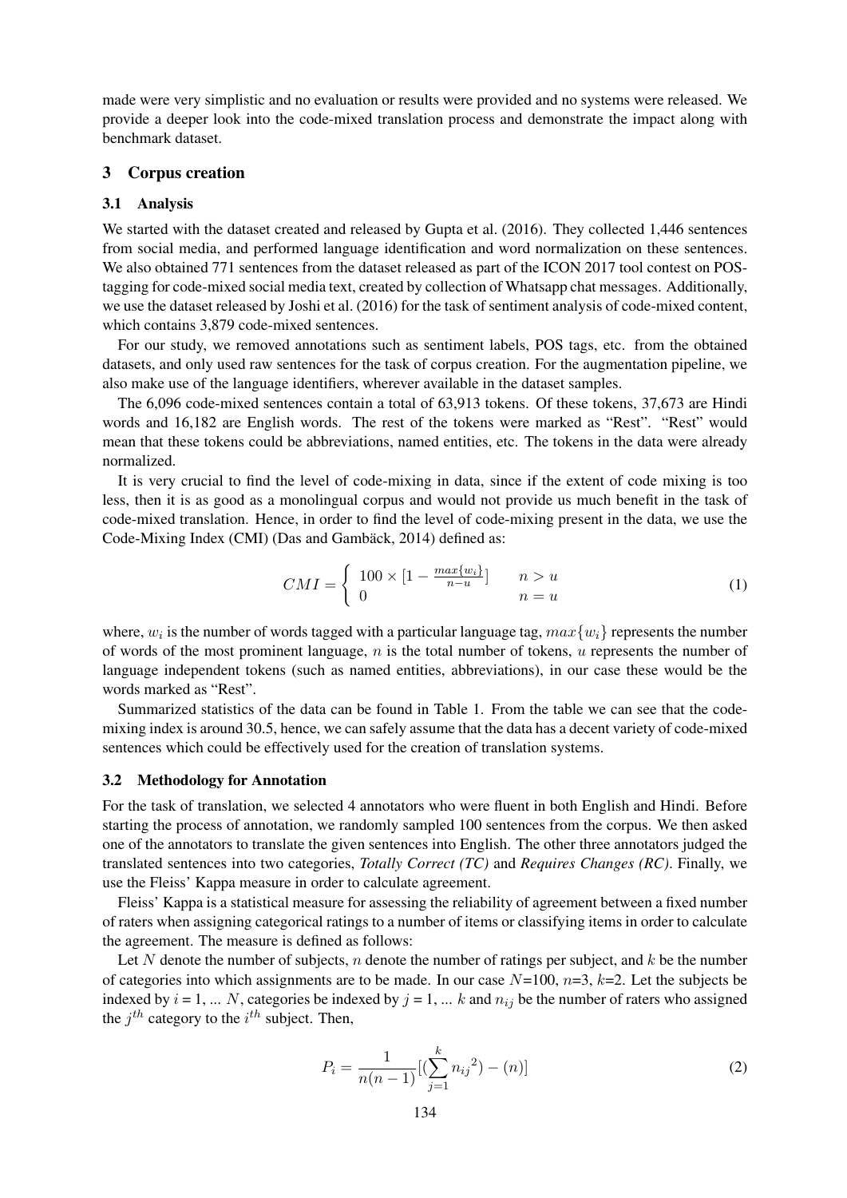made were very simplistic and no evaluation or results were provided and no systems were released. We provide a deeper look into the code-mixed translation process and demonstrate the impact along with benchmark dataset.

## 3 Corpus creation

### 3.1 Analysis

We started with the dataset created and released by Gupta et al. (2016). They collected 1,446 sentences from social media, and performed language identification and word normalization on these sentences. We also obtained 771 sentences from the dataset released as part of the ICON 2017 tool contest on POS-tagging for code-mixed social media text, created by collection of Whatsapp chat messages. Additionally, we use the dataset released by Joshi et al. (2016) for the task of sentiment analysis of code-mixed content, which contains 3,879 code-mixed sentences.

For our study, we removed annotations such as sentiment labels, POS tags, etc. from the obtained datasets, and only used raw sentences for the task of corpus creation. For the augmentation pipeline, we also make use of the language identifiers, wherever available in the dataset samples.

The 6,096 code-mixed sentences contain a total of 63,913 tokens. Of these tokens, 37,673 are Hindi words and 16,182 are English words. The rest of the tokens were marked as "Rest". "Rest" would mean that these tokens could be abbreviations, named entities, etc. The tokens in the data were already normalized.

It is very crucial to find the level of code-mixing in data, since if the extent of code mixing is too less, then it is as good as a monolingual corpus and would not provide us much benefit in the task of code-mixed translation. Hence, in order to find the level of code-mixing present in the data, we use the Code-Mixing Index (CMI) (Das and Gambäck, 2014) defined as:

$$CMI = \begin{cases} 100 \times [1 - \frac{max\{w_i\}}{n-u}] & n > u \\ 0 & n = u \end{cases} \tag{1}$$

where, $w_i$ is the number of words tagged with a particular language tag, $max\{w_i\}$ represents the number of words of the most prominent language, $n$ is the total number of tokens, $u$ represents the number of language independent tokens (such as named entities, abbreviations), in our case these would be the words marked as "Rest".

Summarized statistics of the data can be found in Table 1. From the table we can see that the code-mixing index is around 30.5, hence, we can safely assume that the data has a decent variety of code-mixed sentences which could be effectively used for the creation of translation systems.

### 3.2 Methodology for Annotation

For the task of translation, we selected 4 annotators who were fluent in both English and Hindi. Before starting the process of annotation, we randomly sampled 100 sentences from the corpus. We then asked one of the annotators to translate the given sentences into English. The other three annotators judged the translated sentences into two categories, *Totally Correct (TC)* and *Requires Changes (RC)*. Finally, we use the Fleiss' Kappa measure in order to calculate agreement.

Fleiss' Kappa is a statistical measure for assessing the reliability of agreement between a fixed number of raters when assigning categorical ratings to a number of items or classifying items in order to calculate the agreement. The measure is defined as follows:

Let $N$ denote the number of subjects, $n$ denote the number of ratings per subject, and $k$ be the number of categories into which assignments are to be made. In our case $N$=100, $n$=3, $k$=2. Let the subjects be indexed by $i$ = 1, ... $N$, categories be indexed by $j$ = 1, ... $k$ and $n_{ij}$ be the number of raters who assigned the $j^{th}$ category to the $i^{th}$ subject. Then,

$$P_i = \frac{1}{n(n-1)}[(\sum_{j=1}^{k} {n_{ij}}^2) - (n)] \tag{2}$$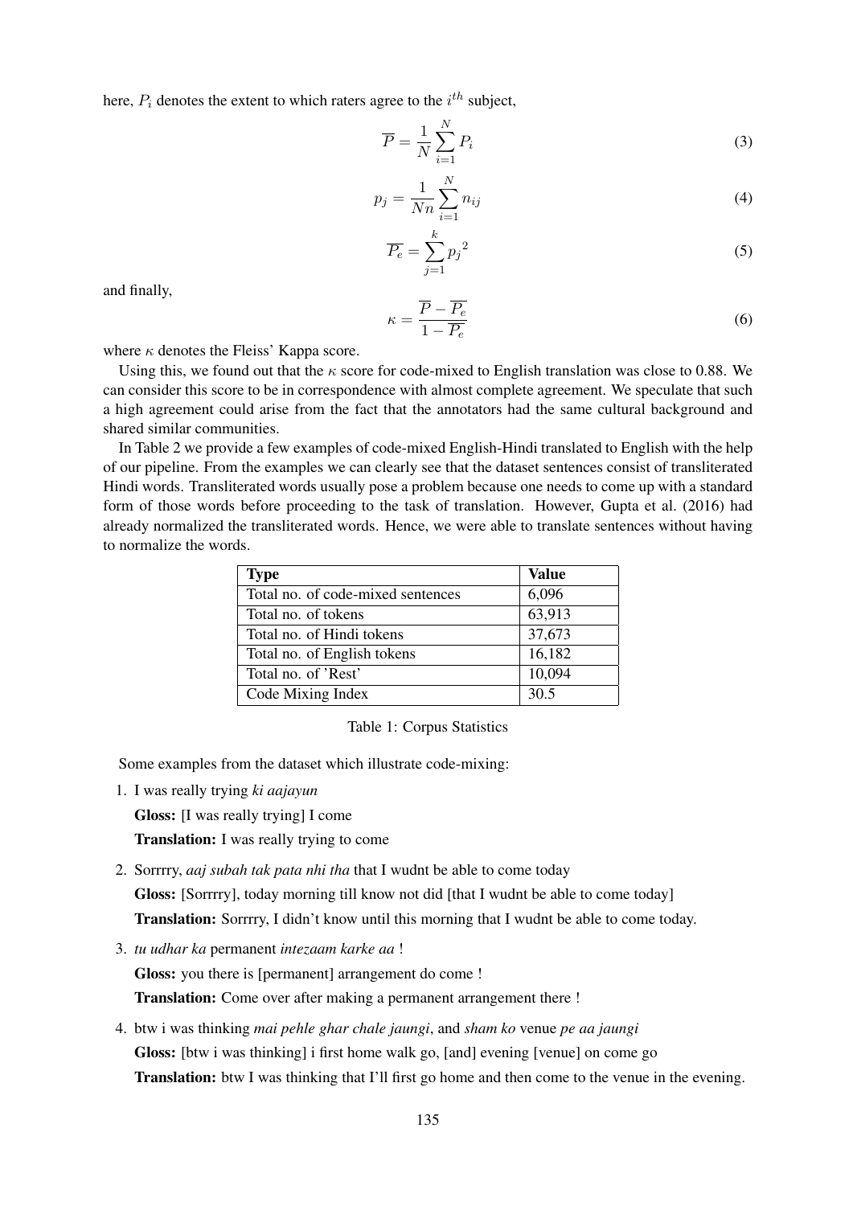here, $P_i$ denotes the extent to which raters agree to the $i^{th}$ subject,

$$\overline{P} = \frac{1}{N}\sum_{i=1}^{N} P_i \tag{3}$$

$$p_j = \frac{1}{Nn}\sum_{i=1}^{N} n_{ij} \tag{4}$$

$$\overline{P_e} = \sum_{j=1}^{k} {p_j}^2 \tag{5}$$

and finally,

$$\kappa = \frac{\overline{P} - \overline{P_e}}{1 - \overline{P_e}} \tag{6}$$

where $\kappa$ denotes the Fleiss' Kappa score.

Using this, we found out that the $\kappa$ score for code-mixed to English translation was close to 0.88. We can consider this score to be in correspondence with almost complete agreement. We speculate that such a high agreement could arise from the fact that the annotators had the same cultural background and shared similar communities.

In Table 2 we provide a few examples of code-mixed English-Hindi translated to English with the help of our pipeline. From the examples we can clearly see that the dataset sentences consist of transliterated Hindi words. Transliterated words usually pose a problem because one needs to come up with a standard form of those words before proceeding to the task of translation. However, Gupta et al. (2016) had already normalized the transliterated words. Hence, we were able to translate sentences without having to normalize the words.

| Type | Value |
|---|---|
| Total no. of code-mixed sentences | 6,096 |
| Total no. of tokens | 63,913 |
| Total no. of Hindi tokens | 37,673 |
| Total no. of English tokens | 16,182 |
| Total no. of 'Rest' | 10,094 |
| Code Mixing Index | 30.5 |

Table 1: Corpus Statistics

Some examples from the dataset which illustrate code-mixing:

1. I was really trying *ki aajayun*

   **Gloss:** [I was really trying] I come

   **Translation:** I was really trying to come

2. Sorrrry, *aaj subah tak pata nhi tha* that I wudnt be able to come today

   **Gloss:** [Sorrrry], today morning till know not did [that I wudnt be able to come today]

   **Translation:** Sorrrry, I didn't know until this morning that I wudnt be able to come today.

3. *tu udhar ka* permanent *intezaam karke aa* !

   **Gloss:** you there is [permanent] arrangement do come !

   **Translation:** Come over after making a permanent arrangement there !

4. btw i was thinking *mai pehle ghar chale jaungi*, and *sham ko* venue *pe aa jaungi*

   **Gloss:** [btw i was thinking] i first home walk go, [and] evening [venue] on come go

   **Translation:** btw I was thinking that I'll first go home and then come to the venue in the evening.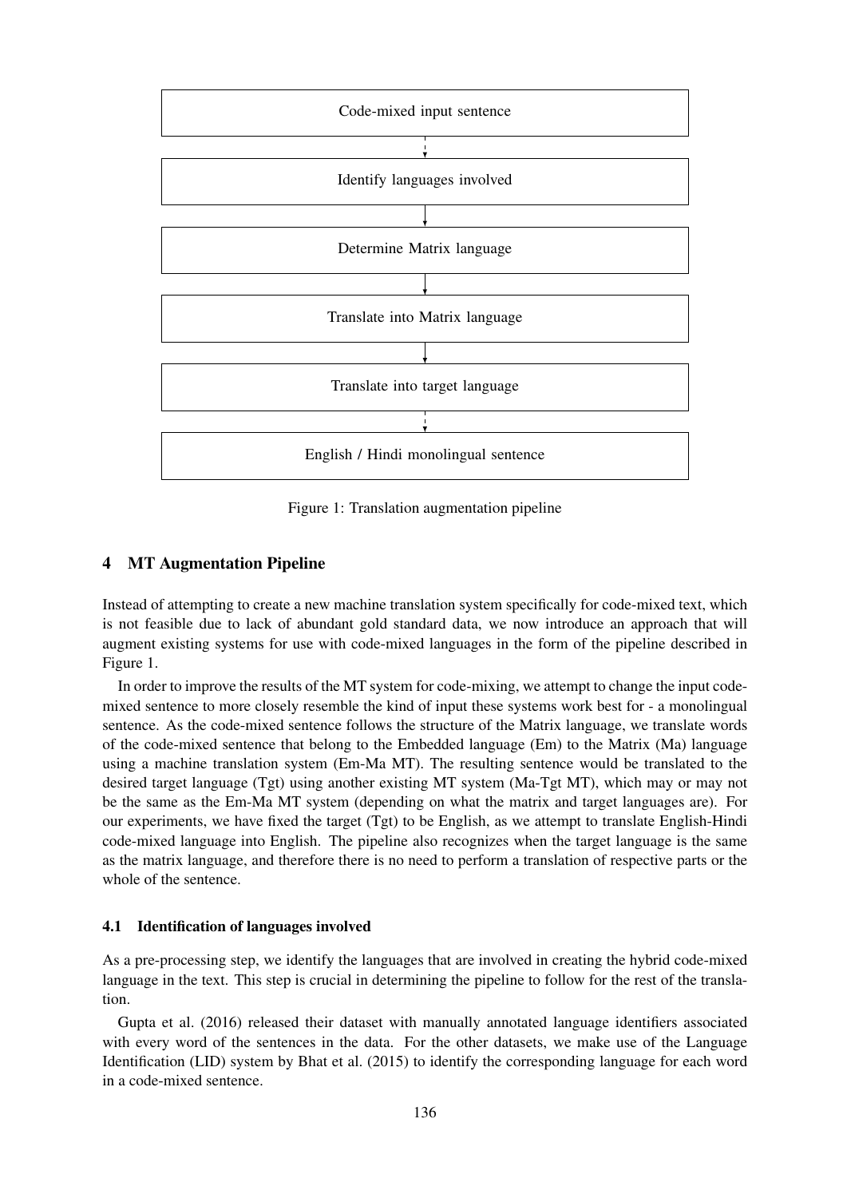Code-mixed input sentence

↓

Identify languages involved

↓

Determine Matrix language

↓

Translate into Matrix language

↓

Translate into target language

↓

English / Hindi monolingual sentence

Figure 1: Translation augmentation pipeline

## 4 MT Augmentation Pipeline

Instead of attempting to create a new machine translation system specifically for code-mixed text, which is not feasible due to lack of abundant gold standard data, we now introduce an approach that will augment existing systems for use with code-mixed languages in the form of the pipeline described in Figure 1.

In order to improve the results of the MT system for code-mixing, we attempt to change the input code-mixed sentence to more closely resemble the kind of input these systems work best for - a monolingual sentence. As the code-mixed sentence follows the structure of the Matrix language, we translate words of the code-mixed sentence that belong to the Embedded language (Em) to the Matrix (Ma) language using a machine translation system (Em-Ma MT). The resulting sentence would be translated to the desired target language (Tgt) using another existing MT system (Ma-Tgt MT), which may or may not be the same as the Em-Ma MT system (depending on what the matrix and target languages are). For our experiments, we have fixed the target (Tgt) to be English, as we attempt to translate English-Hindi code-mixed language into English. The pipeline also recognizes when the target language is the same as the matrix language, and therefore there is no need to perform a translation of respective parts or the whole of the sentence.

### 4.1 Identification of languages involved

As a pre-processing step, we identify the languages that are involved in creating the hybrid code-mixed language in the text. This step is crucial in determining the pipeline to follow for the rest of the translation.

Gupta et al. (2016) released their dataset with manually annotated language identifiers associated with every word of the sentences in the data. For the other datasets, we make use of the Language Identification (LID) system by Bhat et al. (2015) to identify the corresponding language for each word in a code-mixed sentence.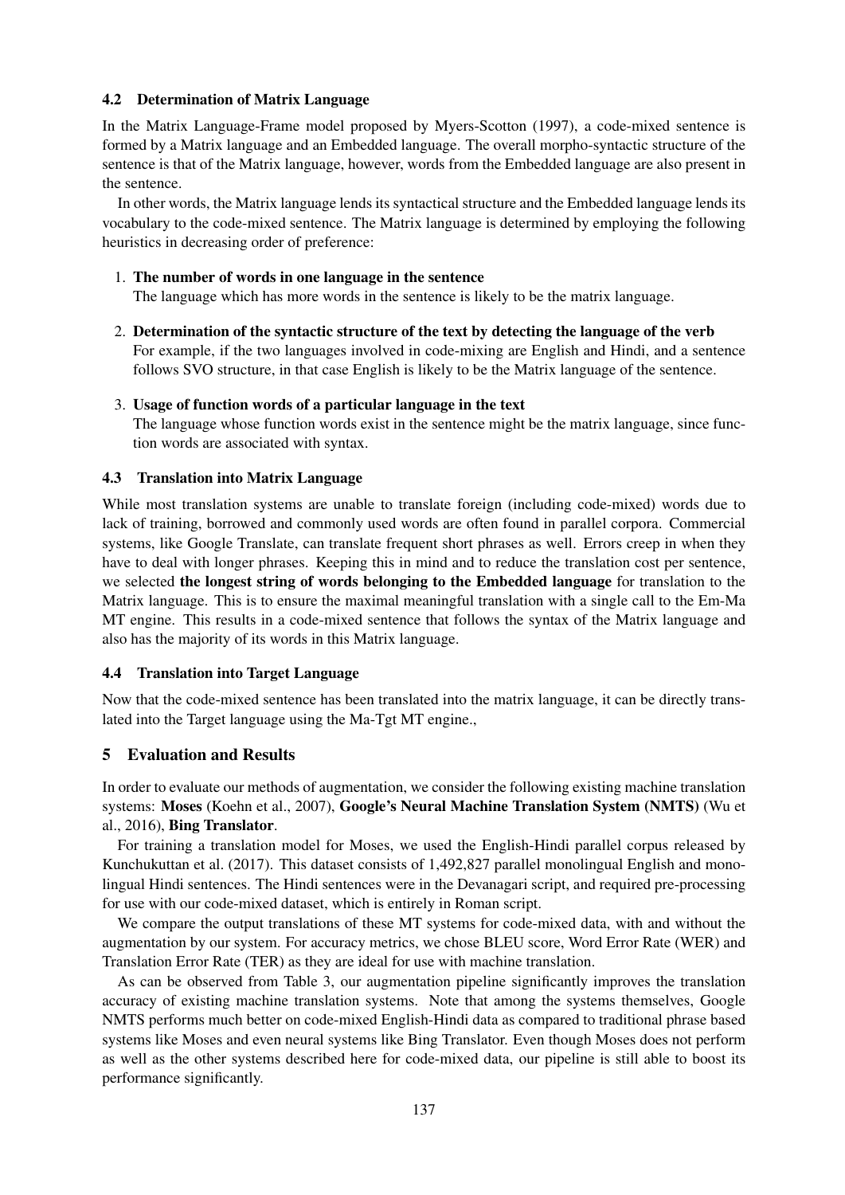### 4.2 Determination of Matrix Language

In the Matrix Language-Frame model proposed by Myers-Scotton (1997), a code-mixed sentence is formed by a Matrix language and an Embedded language. The overall morpho-syntactic structure of the sentence is that of the Matrix language, however, words from the Embedded language are also present in the sentence.

In other words, the Matrix language lends its syntactical structure and the Embedded language lends its vocabulary to the code-mixed sentence. The Matrix language is determined by employing the following heuristics in decreasing order of preference:

1. **The number of words in one language in the sentence**
   The language which has more words in the sentence is likely to be the matrix language.

2. **Determination of the syntactic structure of the text by detecting the language of the verb**
   For example, if the two languages involved in code-mixing are English and Hindi, and a sentence follows SVO structure, in that case English is likely to be the Matrix language of the sentence.

3. **Usage of function words of a particular language in the text**
   The language whose function words exist in the sentence might be the matrix language, since function words are associated with syntax.

### 4.3 Translation into Matrix Language

While most translation systems are unable to translate foreign (including code-mixed) words due to lack of training, borrowed and commonly used words are often found in parallel corpora. Commercial systems, like Google Translate, can translate frequent short phrases as well. Errors creep in when they have to deal with longer phrases. Keeping this in mind and to reduce the translation cost per sentence, we selected **the longest string of words belonging to the Embedded language** for translation to the Matrix language. This is to ensure the maximal meaningful translation with a single call to the Em-Ma MT engine. This results in a code-mixed sentence that follows the syntax of the Matrix language and also has the majority of its words in this Matrix language.

### 4.4 Translation into Target Language

Now that the code-mixed sentence has been translated into the matrix language, it can be directly translated into the Target language using the Ma-Tgt MT engine.,

## 5 Evaluation and Results

In order to evaluate our methods of augmentation, we consider the following existing machine translation systems: **Moses** (Koehn et al., 2007), **Google's Neural Machine Translation System (NMTS)** (Wu et al., 2016), **Bing Translator**.

For training a translation model for Moses, we used the English-Hindi parallel corpus released by Kunchukuttan et al. (2017). This dataset consists of 1,492,827 parallel monolingual English and monolingual Hindi sentences. The Hindi sentences were in the Devanagari script, and required pre-processing for use with our code-mixed dataset, which is entirely in Roman script.

We compare the output translations of these MT systems for code-mixed data, with and without the augmentation by our system. For accuracy metrics, we chose BLEU score, Word Error Rate (WER) and Translation Error Rate (TER) as they are ideal for use with machine translation.

As can be observed from Table 3, our augmentation pipeline significantly improves the translation accuracy of existing machine translation systems. Note that among the systems themselves, Google NMTS performs much better on code-mixed English-Hindi data as compared to traditional phrase based systems like Moses and even neural systems like Bing Translator. Even though Moses does not perform as well as the other systems described here for code-mixed data, our pipeline is still able to boost its performance significantly.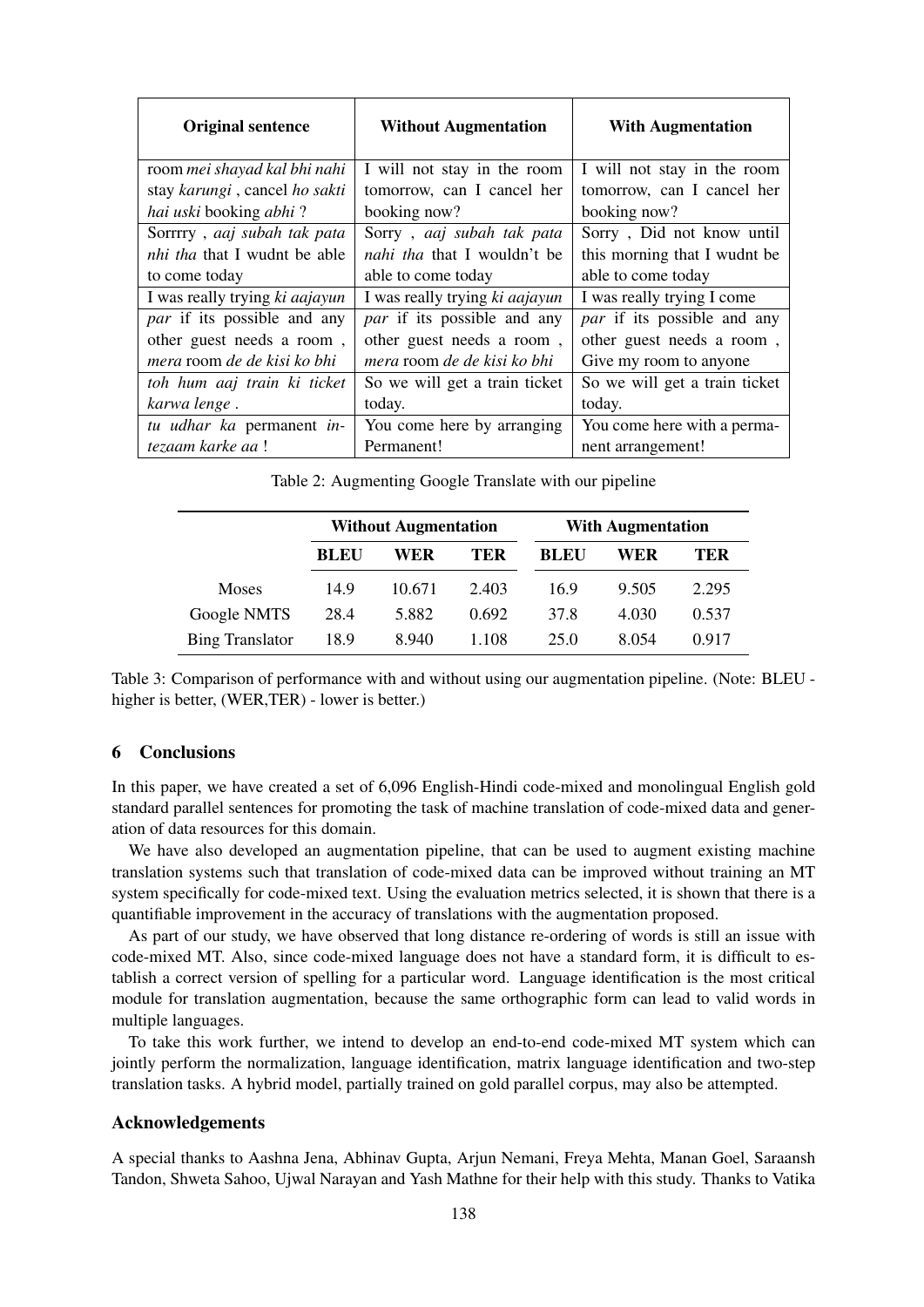| Original sentence | Without Augmentation | With Augmentation |
|---|---|---|
| room *mei shayad kal bhi nahi* stay *karungi* , cancel *ho sakti hai uski* booking *abhi* ? | I will not stay in the room tomorrow, can I cancel her booking now? | I will not stay in the room tomorrow, can I cancel her booking now? |
| Sorrrry , *aaj subah tak pata nhi tha* that I wudnt be able to come today | Sorry , *aaj subah tak pata nahi tha* that I wouldn't be able to come today | Sorry , Did not know until this morning that I wudnt be able to come today |
| I was really trying *ki aajayun par* if its possible and any other guest needs a room , *mera* room *de de kisi ko bhi* | I was really trying *ki aajayun par* if its possible and any other guest needs a room , *mera* room *de de kisi ko bhi* | I was really trying I come *par* if its possible and any other guest needs a room , Give my room to anyone |
| *toh hum aaj train ki ticket karwa lenge* . | So we will get a train ticket today. | So we will get a train ticket today. |
| *tu udhar ka* permanent *intezaam karke aa* ! | You come here by arranging Permanent! | You come here with a permanent arrangement! |

Table 2: Augmenting Google Translate with our pipeline

| | Without Augmentation | | | With Augmentation | | |
|---|---|---|---|---|---|---|
| | **BLEU** | **WER** | **TER** | **BLEU** | **WER** | **TER** |
| Moses | 14.9 | 10.671 | 2.403 | 16.9 | 9.505 | 2.295 |
| Google NMTS | 28.4 | 5.882 | 0.692 | 37.8 | 4.030 | 0.537 |
| Bing Translator | 18.9 | 8.940 | 1.108 | 25.0 | 8.054 | 0.917 |

Table 3: Comparison of performance with and without using our augmentation pipeline. (Note: BLEU - higher is better, (WER,TER) - lower is better.)

## 6 Conclusions

In this paper, we have created a set of 6,096 English-Hindi code-mixed and monolingual English gold standard parallel sentences for promoting the task of machine translation of code-mixed data and generation of data resources for this domain.

We have also developed an augmentation pipeline, that can be used to augment existing machine translation systems such that translation of code-mixed data can be improved without training an MT system specifically for code-mixed text. Using the evaluation metrics selected, it is shown that there is a quantifiable improvement in the accuracy of translations with the augmentation proposed.

As part of our study, we have observed that long distance re-ordering of words is still an issue with code-mixed MT. Also, since code-mixed language does not have a standard form, it is difficult to establish a correct version of spelling for a particular word. Language identification is the most critical module for translation augmentation, because the same orthographic form can lead to valid words in multiple languages.

To take this work further, we intend to develop an end-to-end code-mixed MT system which can jointly perform the normalization, language identification, matrix language identification and two-step translation tasks. A hybrid model, partially trained on gold parallel corpus, may also be attempted.

## Acknowledgements

A special thanks to Aashna Jena, Abhinav Gupta, Arjun Nemani, Freya Mehta, Manan Goel, Saraansh Tandon, Shweta Sahoo, Ujwal Narayan and Yash Mathne for their help with this study. Thanks to Vatika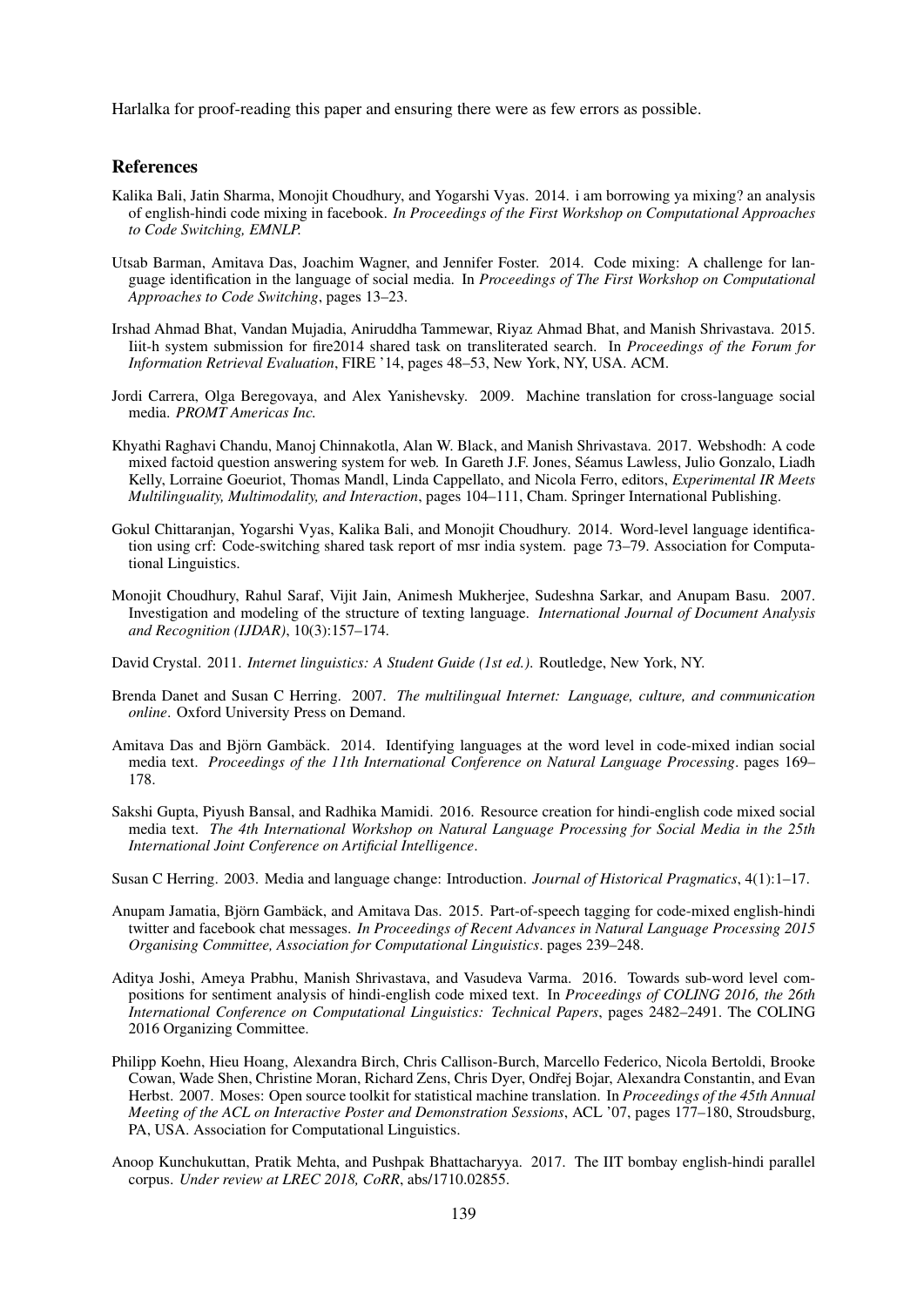Harlalka for proof-reading this paper and ensuring there were as few errors as possible.

## References

Kalika Bali, Jatin Sharma, Monojit Choudhury, and Yogarshi Vyas. 2014. i am borrowing ya mixing? an analysis of english-hindi code mixing in facebook. *In Proceedings of the First Workshop on Computational Approaches to Code Switching, EMNLP.*

Utsab Barman, Amitava Das, Joachim Wagner, and Jennifer Foster. 2014. Code mixing: A challenge for language identification in the language of social media. In *Proceedings of The First Workshop on Computational Approaches to Code Switching*, pages 13–23.

Irshad Ahmad Bhat, Vandan Mujadia, Aniruddha Tammewar, Riyaz Ahmad Bhat, and Manish Shrivastava. 2015. Iiit-h system submission for fire2014 shared task on transliterated search. In *Proceedings of the Forum for Information Retrieval Evaluation*, FIRE '14, pages 48–53, New York, NY, USA. ACM.

Jordi Carrera, Olga Beregovaya, and Alex Yanishevsky. 2009. Machine translation for cross-language social media. *PROMT Americas Inc.*

Khyathi Raghavi Chandu, Manoj Chinnakotla, Alan W. Black, and Manish Shrivastava. 2017. Webshodh: A code mixed factoid question answering system for web. In Gareth J.F. Jones, Séamus Lawless, Julio Gonzalo, Liadh Kelly, Lorraine Goeuriot, Thomas Mandl, Linda Cappellato, and Nicola Ferro, editors, *Experimental IR Meets Multilinguality, Multimodality, and Interaction*, pages 104–111, Cham. Springer International Publishing.

Gokul Chittaranjan, Yogarshi Vyas, Kalika Bali, and Monojit Choudhury. 2014. Word-level language identification using crf: Code-switching shared task report of msr india system. page 73–79. Association for Computational Linguistics.

Monojit Choudhury, Rahul Saraf, Vijit Jain, Animesh Mukherjee, Sudeshna Sarkar, and Anupam Basu. 2007. Investigation and modeling of the structure of texting language. *International Journal of Document Analysis and Recognition (IJDAR)*, 10(3):157–174.

David Crystal. 2011. *Internet linguistics: A Student Guide (1st ed.).* Routledge, New York, NY.

Brenda Danet and Susan C Herring. 2007. *The multilingual Internet: Language, culture, and communication online*. Oxford University Press on Demand.

Amitava Das and Björn Gambäck. 2014. Identifying languages at the word level in code-mixed indian social media text. *Proceedings of the 11th International Conference on Natural Language Processing*. pages 169–178.

Sakshi Gupta, Piyush Bansal, and Radhika Mamidi. 2016. Resource creation for hindi-english code mixed social media text. *The 4th International Workshop on Natural Language Processing for Social Media in the 25th International Joint Conference on Artificial Intelligence*.

Susan C Herring. 2003. Media and language change: Introduction. *Journal of Historical Pragmatics*, 4(1):1–17.

Anupam Jamatia, Björn Gambäck, and Amitava Das. 2015. Part-of-speech tagging for code-mixed english-hindi twitter and facebook chat messages. *In Proceedings of Recent Advances in Natural Language Processing 2015 Organising Committee, Association for Computational Linguistics*. pages 239–248.

Aditya Joshi, Ameya Prabhu, Manish Shrivastava, and Vasudeva Varma. 2016. Towards sub-word level compositions for sentiment analysis of hindi-english code mixed text. In *Proceedings of COLING 2016, the 26th International Conference on Computational Linguistics: Technical Papers*, pages 2482–2491. The COLING 2016 Organizing Committee.

Philipp Koehn, Hieu Hoang, Alexandra Birch, Chris Callison-Burch, Marcello Federico, Nicola Bertoldi, Brooke Cowan, Wade Shen, Christine Moran, Richard Zens, Chris Dyer, Ondřej Bojar, Alexandra Constantin, and Evan Herbst. 2007. Moses: Open source toolkit for statistical machine translation. In *Proceedings of the 45th Annual Meeting of the ACL on Interactive Poster and Demonstration Sessions*, ACL '07, pages 177–180, Stroudsburg, PA, USA. Association for Computational Linguistics.

Anoop Kunchukuttan, Pratik Mehta, and Pushpak Bhattacharyya. 2017. The IIT bombay english-hindi parallel corpus. *Under review at LREC 2018, CoRR*, abs/1710.02855.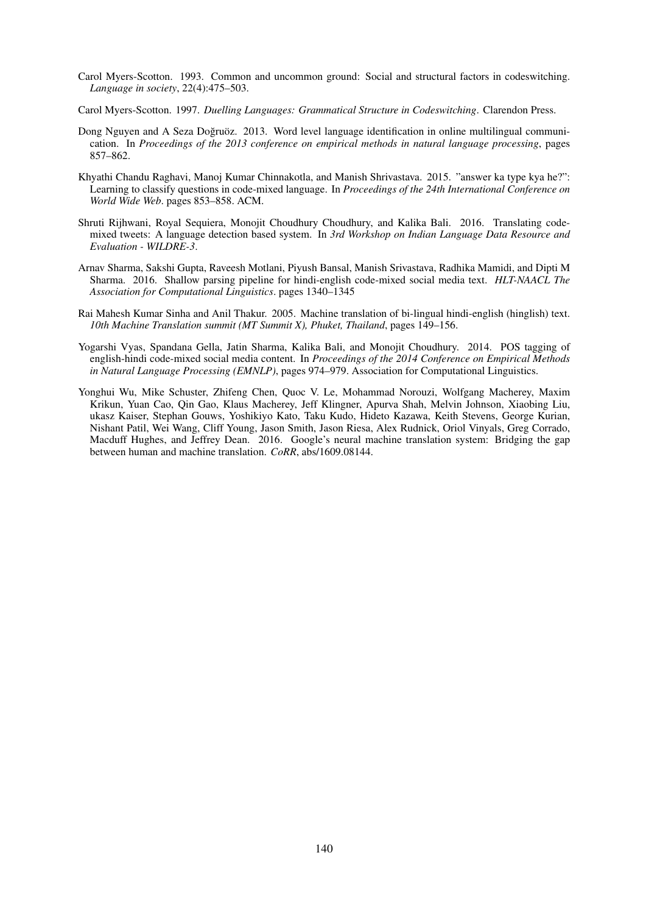Carol Myers-Scotton. 1993. Common and uncommon ground: Social and structural factors in codeswitching. *Language in society*, 22(4):475–503.

Carol Myers-Scotton. 1997. *Duelling Languages: Grammatical Structure in Codeswitching*. Clarendon Press.

Dong Nguyen and A Seza Doğruöz. 2013. Word level language identification in online multilingual communication. In *Proceedings of the 2013 conference on empirical methods in natural language processing*, pages 857–862.

Khyathi Chandu Raghavi, Manoj Kumar Chinnakotla, and Manish Shrivastava. 2015. "answer ka type kya he?": Learning to classify questions in code-mixed language. In *Proceedings of the 24th International Conference on World Wide Web*. pages 853–858. ACM.

Shruti Rijhwani, Royal Sequiera, Monojit Choudhury Choudhury, and Kalika Bali. 2016. Translating code-mixed tweets: A language detection based system. In *3rd Workshop on Indian Language Data Resource and Evaluation - WILDRE-3*.

Arnav Sharma, Sakshi Gupta, Raveesh Motlani, Piyush Bansal, Manish Srivastava, Radhika Mamidi, and Dipti M Sharma. 2016. Shallow parsing pipeline for hindi-english code-mixed social media text. *HLT-NAACL The Association for Computational Linguistics*. pages 1340–1345

Rai Mahesh Kumar Sinha and Anil Thakur. 2005. Machine translation of bi-lingual hindi-english (hinglish) text. *10th Machine Translation summit (MT Summit X), Phuket, Thailand*, pages 149–156.

Yogarshi Vyas, Spandana Gella, Jatin Sharma, Kalika Bali, and Monojit Choudhury. 2014. POS tagging of english-hindi code-mixed social media content. In *Proceedings of the 2014 Conference on Empirical Methods in Natural Language Processing (EMNLP)*, pages 974–979. Association for Computational Linguistics.

Yonghui Wu, Mike Schuster, Zhifeng Chen, Quoc V. Le, Mohammad Norouzi, Wolfgang Macherey, Maxim Krikun, Yuan Cao, Qin Gao, Klaus Macherey, Jeff Klingner, Apurva Shah, Melvin Johnson, Xiaobing Liu, ukasz Kaiser, Stephan Gouws, Yoshikiyo Kato, Taku Kudo, Hideto Kazawa, Keith Stevens, George Kurian, Nishant Patil, Wei Wang, Cliff Young, Jason Smith, Jason Riesa, Alex Rudnick, Oriol Vinyals, Greg Corrado, Macduff Hughes, and Jeffrey Dean. 2016. Google's neural machine translation system: Bridging the gap between human and machine translation. *CoRR*, abs/1609.08144.